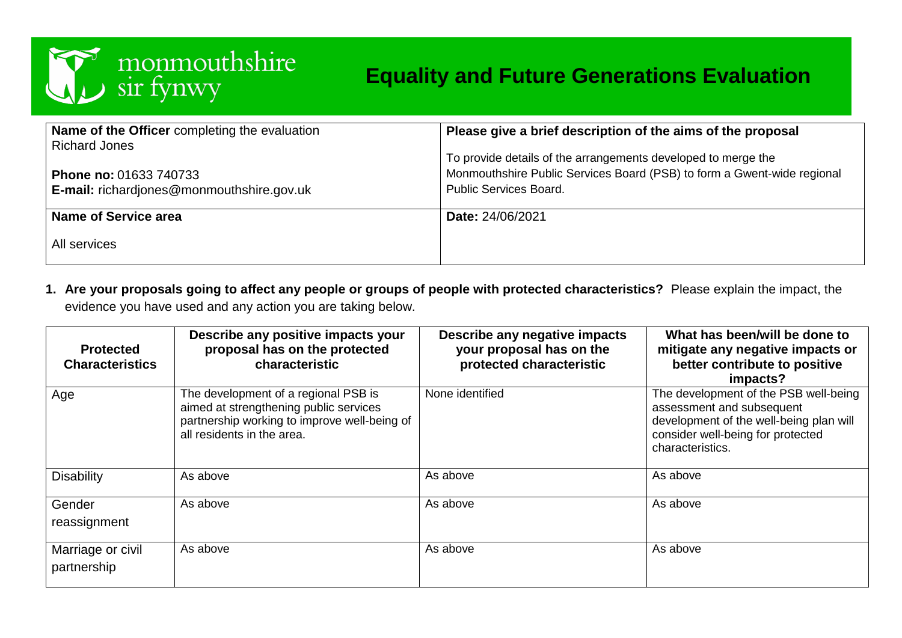monmouthshire
sir fynwy

# Equality and Future Generations Evaluation

| **Name of the Officer** completing the evaluation<br>Richard Jones<br><br>**Phone no:** 01633 740733<br>**E-mail:** richardjones@monmouthshire.gov.uk | **Please give a brief description of the aims of the proposal**<br><br>To provide details of the arrangements developed to merge the Monmouthshire Public Services Board (PSB) to form a Gwent-wide regional Public Services Board. |
|---|---|
| **Name of Service area**<br><br>All services | **Date:** 24/06/2021 |

**1. Are your proposals going to affect any people or groups of people with protected characteristics?** Please explain the impact, the evidence you have used and any action you are taking below.

| Protected Characteristics | Describe any positive impacts your proposal has on the protected characteristic | Describe any negative impacts your proposal has on the protected characteristic | What has been/will be done to mitigate any negative impacts or better contribute to positive impacts? |
|---|---|---|---|
| Age | The development of a regional PSB is aimed at strengthening public services partnership working to improve well-being of all residents in the area. | None identified | The development of the PSB well-being assessment and subsequent development of the well-being plan will consider well-being for protected characteristics. |
| Disability | As above | As above | As above |
| Gender reassignment | As above | As above | As above |
| Marriage or civil partnership | As above | As above | As above |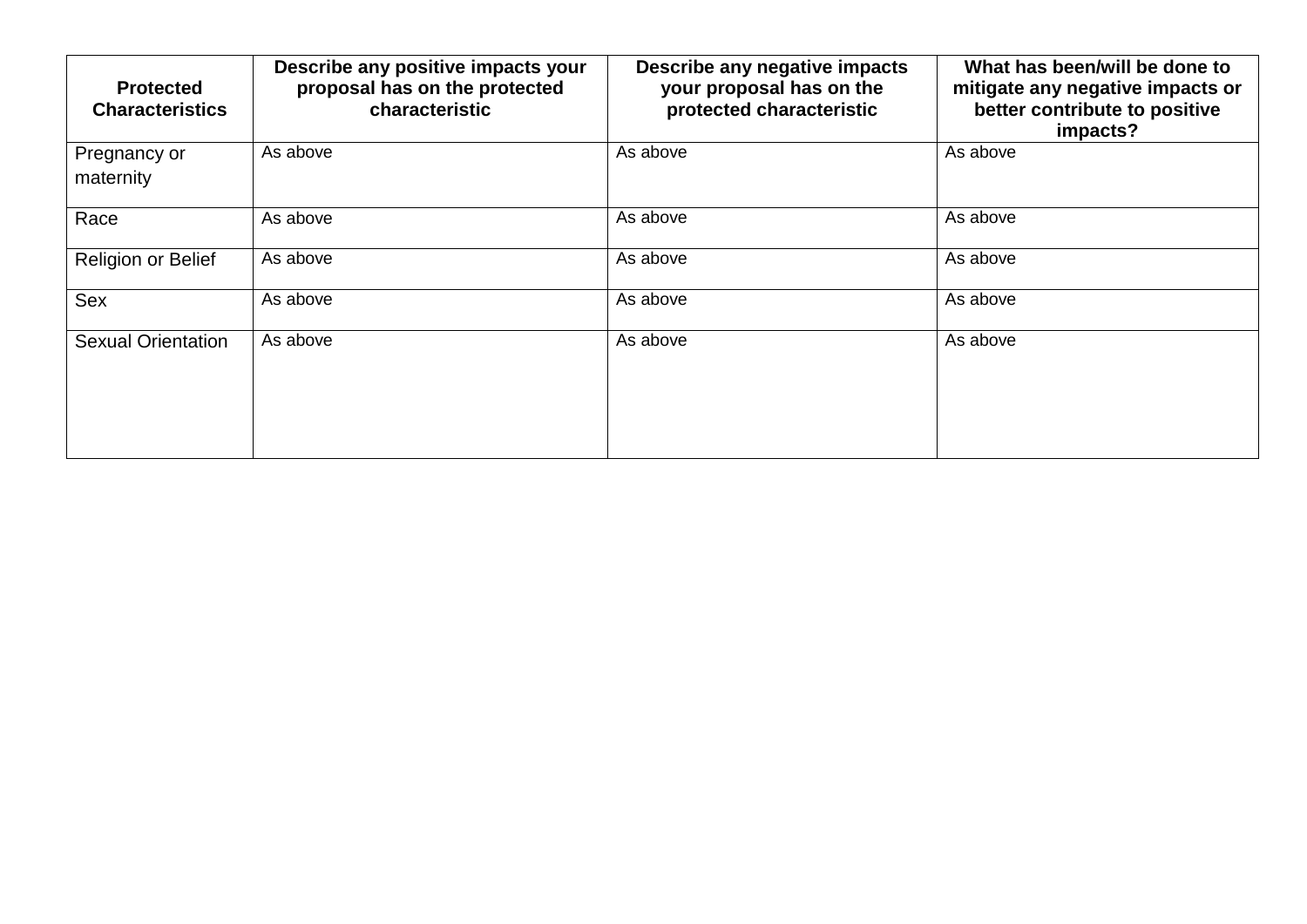| Protected Characteristics | Describe any positive impacts your proposal has on the protected characteristic | Describe any negative impacts your proposal has on the protected characteristic | What has been/will be done to mitigate any negative impacts or better contribute to positive impacts? |
|---|---|---|---|
| Pregnancy or maternity | As above | As above | As above |
| Race | As above | As above | As above |
| Religion or Belief | As above | As above | As above |
| Sex | As above | As above | As above |
| Sexual Orientation | As above | As above | As above |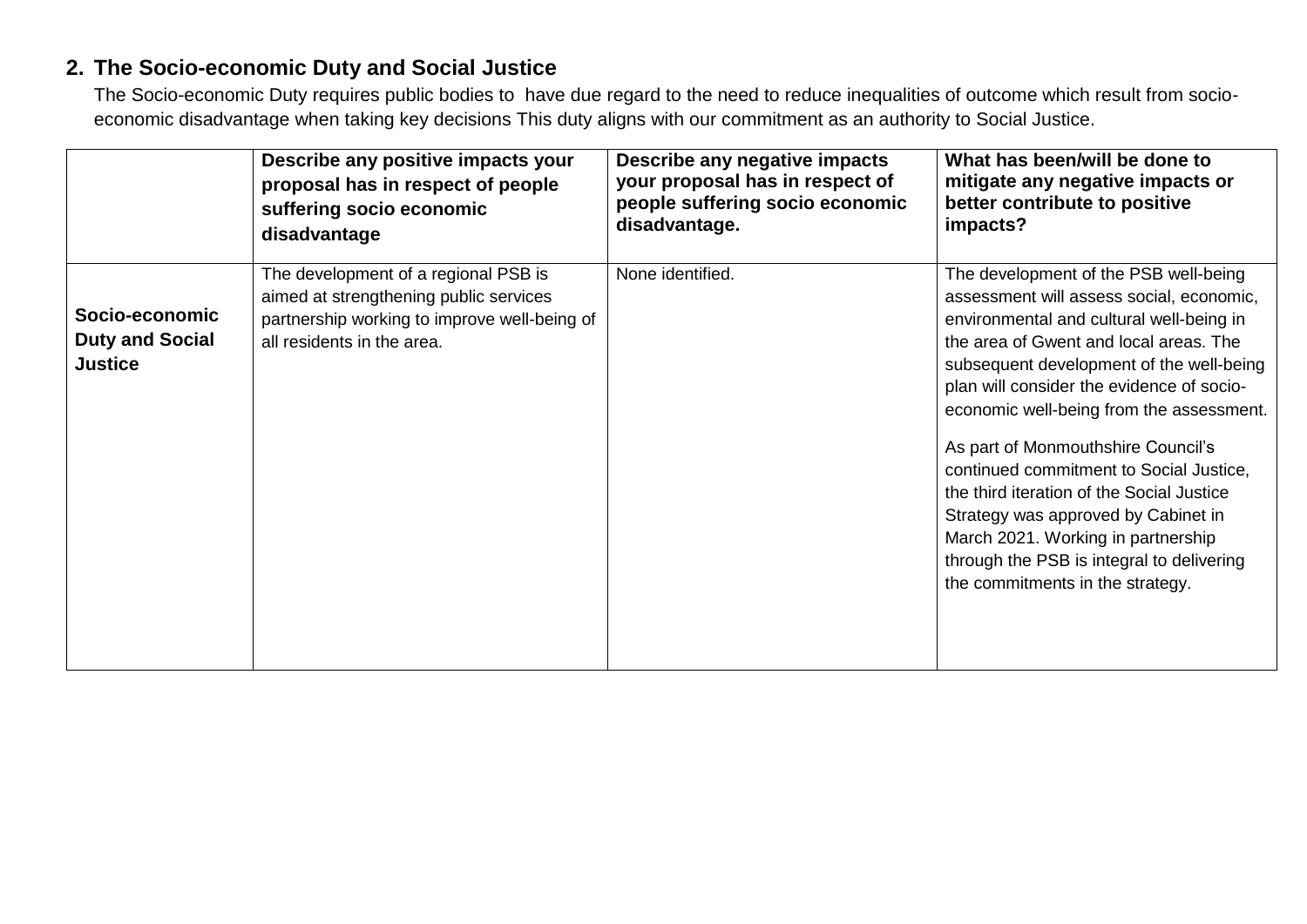## 2. The Socio-economic Duty and Social Justice

The Socio-economic Duty requires public bodies to have due regard to the need to reduce inequalities of outcome which result from socio-economic disadvantage when taking key decisions This duty aligns with our commitment as an authority to Social Justice.

| | Describe any positive impacts your proposal has in respect of people suffering socio economic disadvantage | Describe any negative impacts your proposal has in respect of people suffering socio economic disadvantage. | What has been/will be done to mitigate any negative impacts or better contribute to positive impacts? |
|---|---|---|---|
| **Socio-economic Duty and Social Justice** | The development of a regional PSB is aimed at strengthening public services partnership working to improve well-being of all residents in the area. | None identified. | The development of the PSB well-being assessment will assess social, economic, environmental and cultural well-being in the area of Gwent and local areas. The subsequent development of the well-being plan will consider the evidence of socio-economic well-being from the assessment.<br><br>As part of Monmouthshire Council's continued commitment to Social Justice, the third iteration of the Social Justice Strategy was approved by Cabinet in March 2021. Working in partnership through the PSB is integral to delivering the commitments in the strategy. |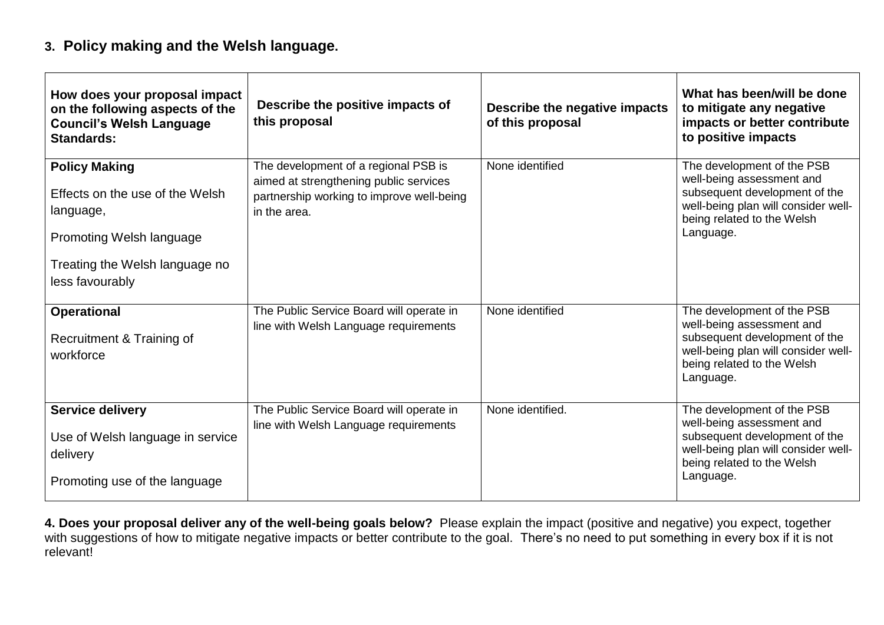## 3. Policy making and the Welsh language.

| How does your proposal impact on the following aspects of the Council's Welsh Language Standards: | Describe the positive impacts of this proposal | Describe the negative impacts of this proposal | What has been/will be done to mitigate any negative impacts or better contribute to positive impacts |
|---|---|---|---|
| **Policy Making**<br><br>Effects on the use of the Welsh language,<br><br>Promoting Welsh language<br><br>Treating the Welsh language no less favourably | The development of a regional PSB is aimed at strengthening public services partnership working to improve well-being in the area. | None identified | The development of the PSB well-being assessment and subsequent development of the well-being plan will consider well-being related to the Welsh Language. |
| **Operational**<br><br>Recruitment & Training of workforce | The Public Service Board will operate in line with Welsh Language requirements | None identified | The development of the PSB well-being assessment and subsequent development of the well-being plan will consider well-being related to the Welsh Language. |
| **Service delivery**<br><br>Use of Welsh language in service delivery<br><br>Promoting use of the language | The Public Service Board will operate in line with Welsh Language requirements | None identified. | The development of the PSB well-being assessment and subsequent development of the well-being plan will consider well-being related to the Welsh Language. |

**4. Does your proposal deliver any of the well-being goals below?** Please explain the impact (positive and negative) you expect, together with suggestions of how to mitigate negative impacts or better contribute to the goal. There's no need to put something in every box if it is not relevant!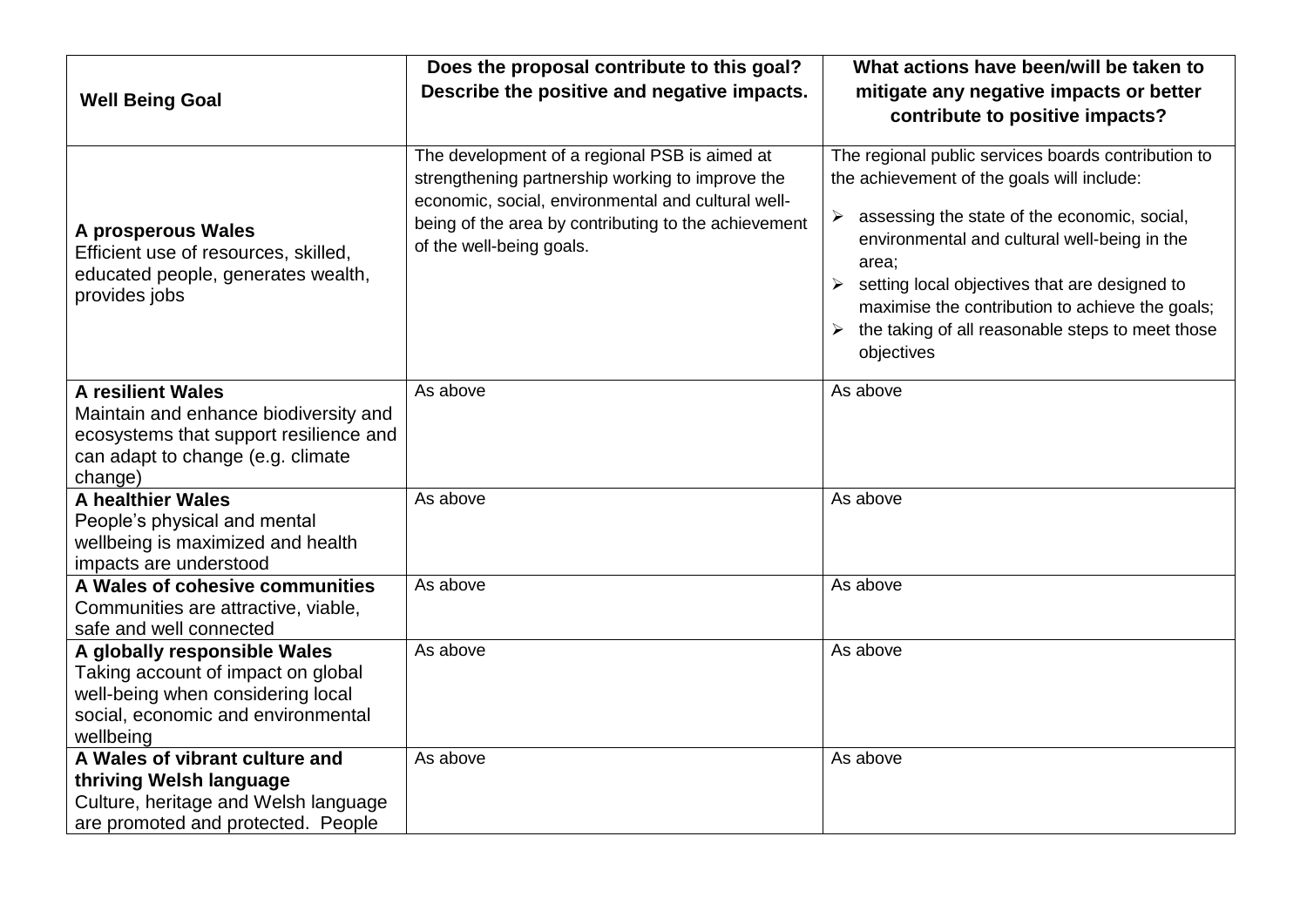| Well Being Goal | Does the proposal contribute to this goal? Describe the positive and negative impacts. | What actions have been/will be taken to mitigate any negative impacts or better contribute to positive impacts? |
|---|---|---|
| **A prosperous Wales**<br>Efficient use of resources, skilled, educated people, generates wealth, provides jobs | The development of a regional PSB is aimed at strengthening partnership working to improve the economic, social, environmental and cultural well-being of the area by contributing to the achievement of the well-being goals. | The regional public services boards contribution to the achievement of the goals will include:<br>➢ assessing the state of the economic, social, environmental and cultural well-being in the area;<br>➢ setting local objectives that are designed to maximise the contribution to achieve the goals;<br>➢ the taking of all reasonable steps to meet those objectives |
| **A resilient Wales**<br>Maintain and enhance biodiversity and ecosystems that support resilience and can adapt to change (e.g. climate change) | As above | As above |
| **A healthier Wales**<br>People's physical and mental wellbeing is maximized and health impacts are understood | As above | As above |
| **A Wales of cohesive communities**<br>Communities are attractive, viable, safe and well connected | As above | As above |
| **A globally responsible Wales**<br>Taking account of impact on global well-being when considering local social, economic and environmental wellbeing | As above | As above |
| **A Wales of vibrant culture and thriving Welsh language**<br>Culture, heritage and Welsh language are promoted and protected. People | As above | As above |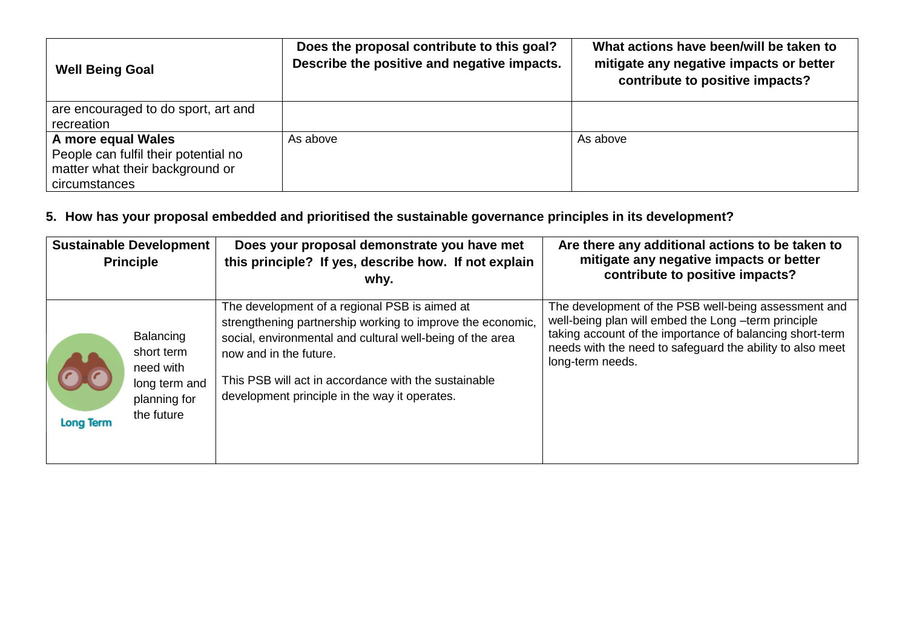| Well Being Goal | Does the proposal contribute to this goal? Describe the positive and negative impacts. | What actions have been/will be taken to mitigate any negative impacts or better contribute to positive impacts? |
|---|---|---|
| are encouraged to do sport, art and recreation | | |
| **A more equal Wales** People can fulfil their potential no matter what their background or circumstances | As above | As above |

**5. How has your proposal embedded and prioritised the sustainable governance principles in its development?**

| Sustainable Development Principle | Does your proposal demonstrate you have met this principle? If yes, describe how. If not explain why. | Are there any additional actions to be taken to mitigate any negative impacts or better contribute to positive impacts? |
|---|---|---|
| Long Term — Balancing short term need with long term and planning for the future | The development of a regional PSB is aimed at strengthening partnership working to improve the economic, social, environmental and cultural well-being of the area now and in the future. This PSB will act in accordance with the sustainable development principle in the way it operates. | The development of the PSB well-being assessment and well-being plan will embed the Long –term principle taking account of the importance of balancing short-term needs with the need to safeguard the ability to also meet long-term needs. |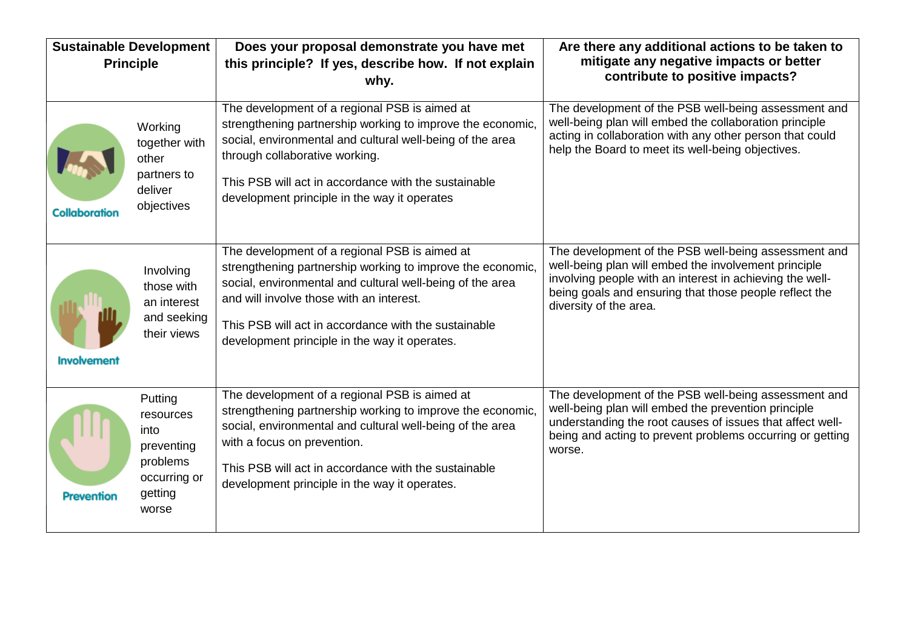| Sustainable Development Principle | Does your proposal demonstrate you have met this principle? If yes, describe how. If not explain why. | Are there any additional actions to be taken to mitigate any negative impacts or better contribute to positive impacts? |
|---|---|---|
| **Collaboration** – Working together with other partners to deliver objectives | The development of a regional PSB is aimed at strengthening partnership working to improve the economic, social, environmental and cultural well-being of the area through collaborative working.<br><br>This PSB will act in accordance with the sustainable development principle in the way it operates | The development of the PSB well-being assessment and well-being plan will embed the collaboration principle acting in collaboration with any other person that could help the Board to meet its well-being objectives. |
| **Involvement** – Involving those with an interest and seeking their views | The development of a regional PSB is aimed at strengthening partnership working to improve the economic, social, environmental and cultural well-being of the area and will involve those with an interest.<br><br>This PSB will act in accordance with the sustainable development principle in the way it operates. | The development of the PSB well-being assessment and well-being plan will embed the involvement principle involving people with an interest in achieving the well-being goals and ensuring that those people reflect the diversity of the area. |
| **Prevention** – Putting resources into preventing problems occurring or getting worse | The development of a regional PSB is aimed at strengthening partnership working to improve the economic, social, environmental and cultural well-being of the area with a focus on prevention.<br><br>This PSB will act in accordance with the sustainable development principle in the way it operates. | The development of the PSB well-being assessment and well-being plan will embed the prevention principle understanding the root causes of issues that affect well-being and acting to prevent problems occurring or getting worse. |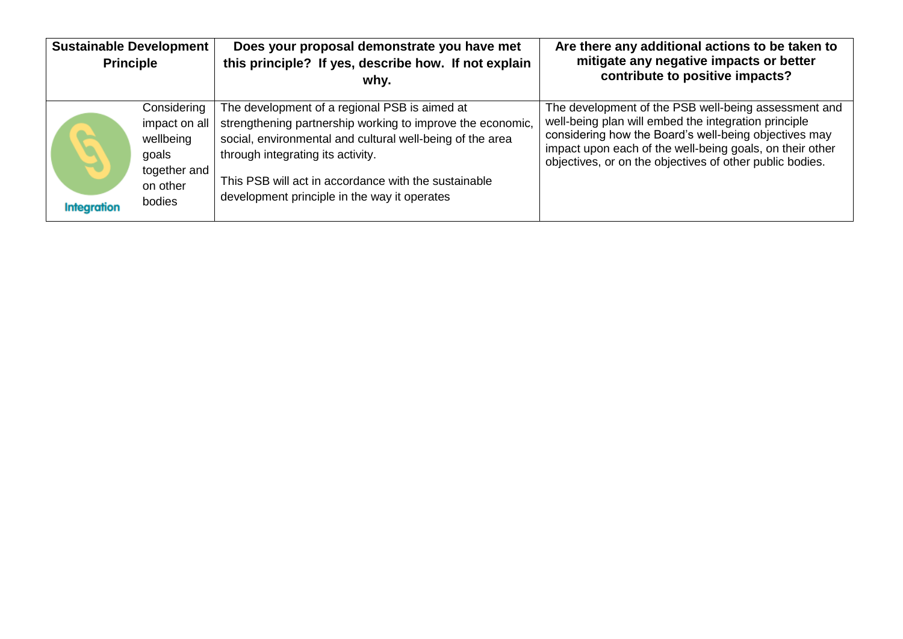| Sustainable Development Principle | | Does your proposal demonstrate you have met this principle? If yes, describe how. If not explain why. | Are there any additional actions to be taken to mitigate any negative impacts or better contribute to positive impacts? |
|---|---|---|---|
| Integration | Considering impact on all wellbeing goals together and on other bodies | The development of a regional PSB is aimed at strengthening partnership working to improve the economic, social, environmental and cultural well-being of the area through integrating its activity.<br><br>This PSB will act in accordance with the sustainable development principle in the way it operates | The development of the PSB well-being assessment and well-being plan will embed the integration principle considering how the Board's well-being objectives may impact upon each of the well-being goals, on their other objectives, or on the objectives of other public bodies. |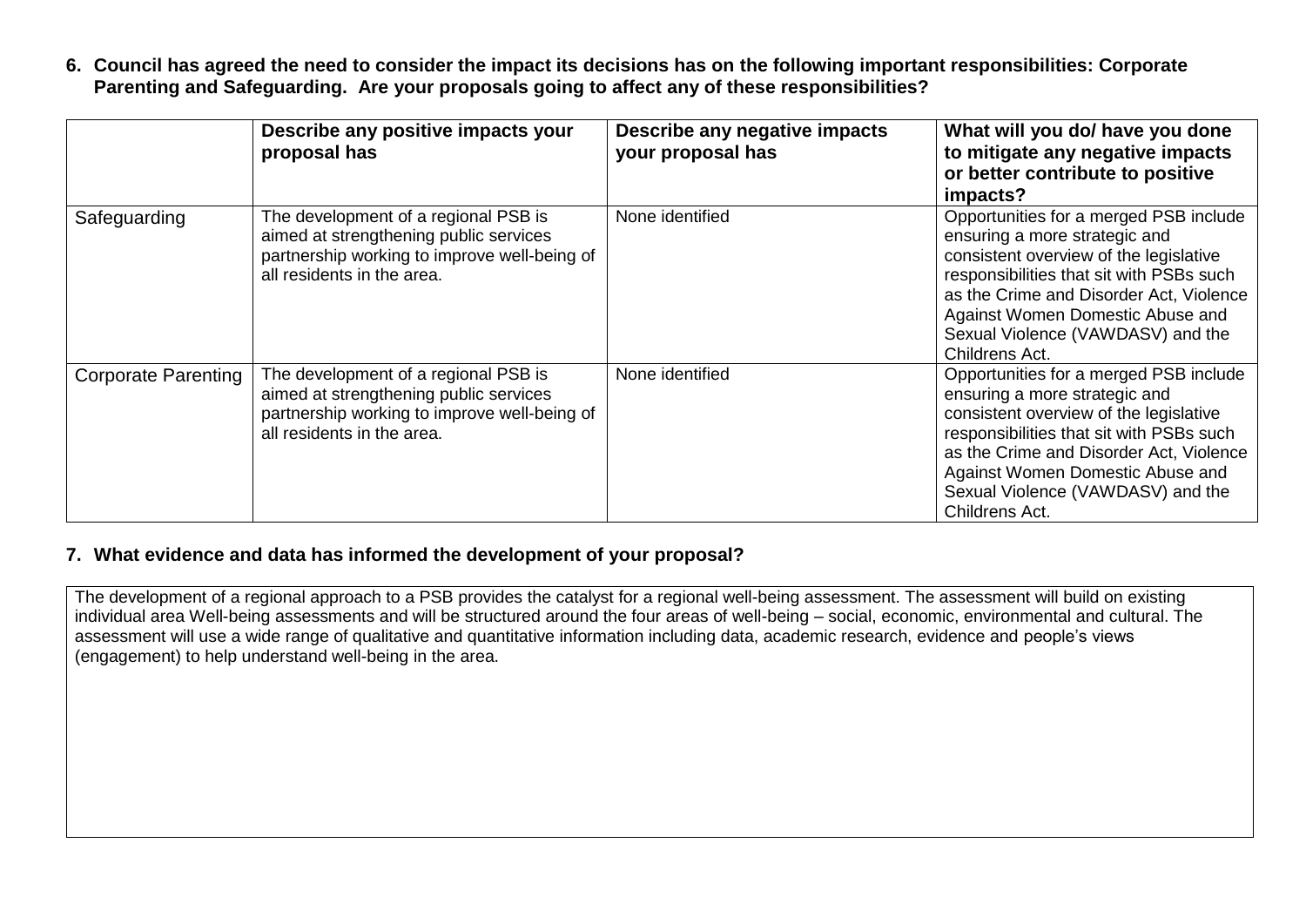**6. Council has agreed the need to consider the impact its decisions has on the following important responsibilities: Corporate Parenting and Safeguarding. Are your proposals going to affect any of these responsibilities?**

| | Describe any positive impacts your proposal has | Describe any negative impacts your proposal has | What will you do/ have you done to mitigate any negative impacts or better contribute to positive impacts? |
|---|---|---|---|
| Safeguarding | The development of a regional PSB is aimed at strengthening public services partnership working to improve well-being of all residents in the area. | None identified | Opportunities for a merged PSB include ensuring a more strategic and consistent overview of the legislative responsibilities that sit with PSBs such as the Crime and Disorder Act, Violence Against Women Domestic Abuse and Sexual Violence (VAWDASV) and the Childrens Act. |
| Corporate Parenting | The development of a regional PSB is aimed at strengthening public services partnership working to improve well-being of all residents in the area. | None identified | Opportunities for a merged PSB include ensuring a more strategic and consistent overview of the legislative responsibilities that sit with PSBs such as the Crime and Disorder Act, Violence Against Women Domestic Abuse and Sexual Violence (VAWDASV) and the Childrens Act. |

**7. What evidence and data has informed the development of your proposal?**

The development of a regional approach to a PSB provides the catalyst for a regional well-being assessment. The assessment will build on existing individual area Well-being assessments and will be structured around the four areas of well-being – social, economic, environmental and cultural. The assessment will use a wide range of qualitative and quantitative information including data, academic research, evidence and people's views (engagement) to help understand well-being in the area.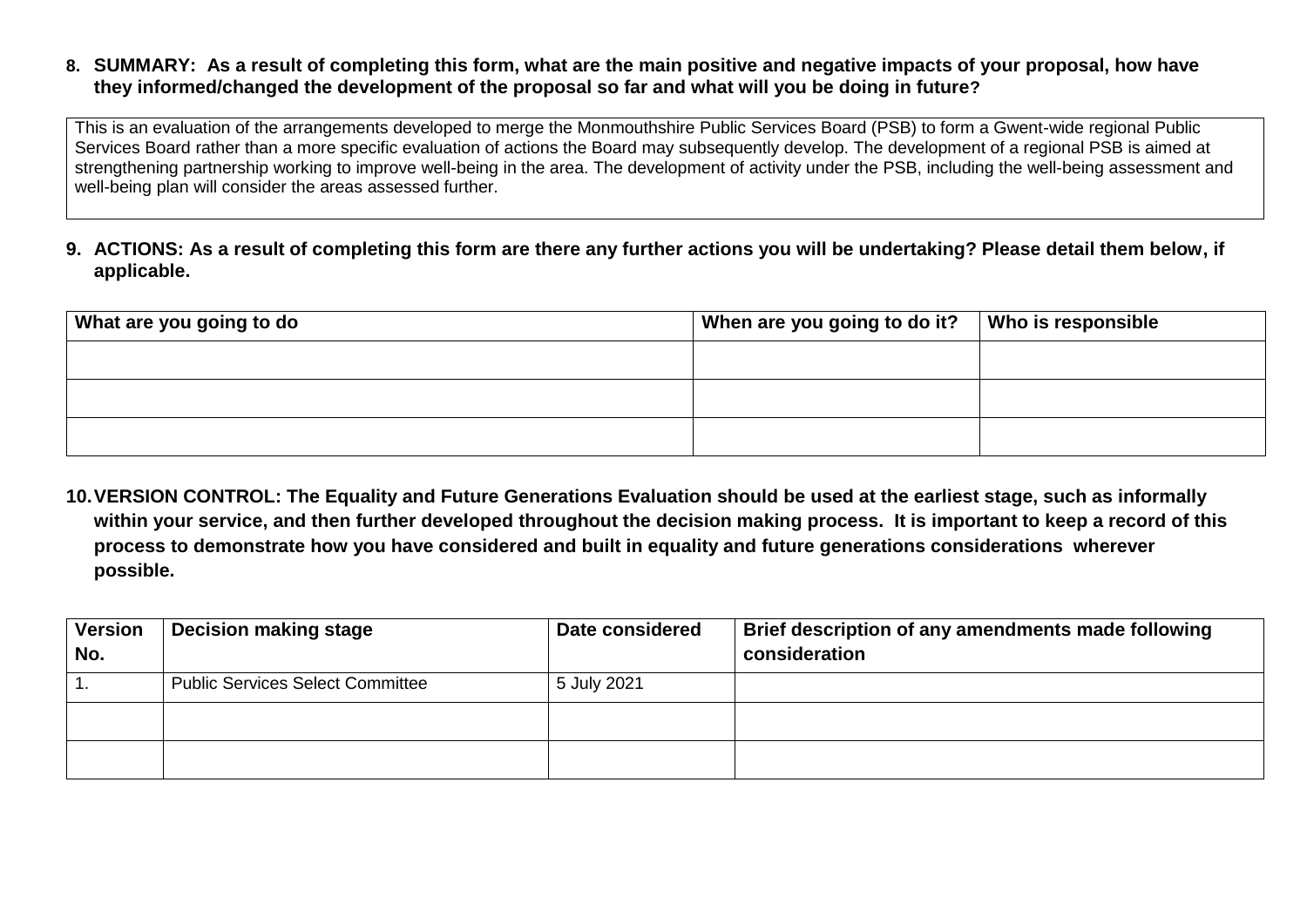**8. SUMMARY: As a result of completing this form, what are the main positive and negative impacts of your proposal, how have they informed/changed the development of the proposal so far and what will you be doing in future?**

| |
|---|
| This is an evaluation of the arrangements developed to merge the Monmouthshire Public Services Board (PSB) to form a Gwent-wide regional Public Services Board rather than a more specific evaluation of actions the Board may subsequently develop. The development of a regional PSB is aimed at strengthening partnership working to improve well-being in the area. The development of activity under the PSB, including the well-being assessment and well-being plan will consider the areas assessed further. |

**9. ACTIONS: As a result of completing this form are there any further actions you will be undertaking? Please detail them below, if applicable.**

| What are you going to do | When are you going to do it? | Who is responsible |
|---|---|---|
| | | |
| | | |
| | | |

**10. VERSION CONTROL: The Equality and Future Generations Evaluation should be used at the earliest stage, such as informally within your service, and then further developed throughout the decision making process. It is important to keep a record of this process to demonstrate how you have considered and built in equality and future generations considerations wherever possible.**

| Version No. | Decision making stage | Date considered | Brief description of any amendments made following consideration |
|---|---|---|---|
| 1. | Public Services Select Committee | 5 July 2021 | |
| | | | |
| | | | |